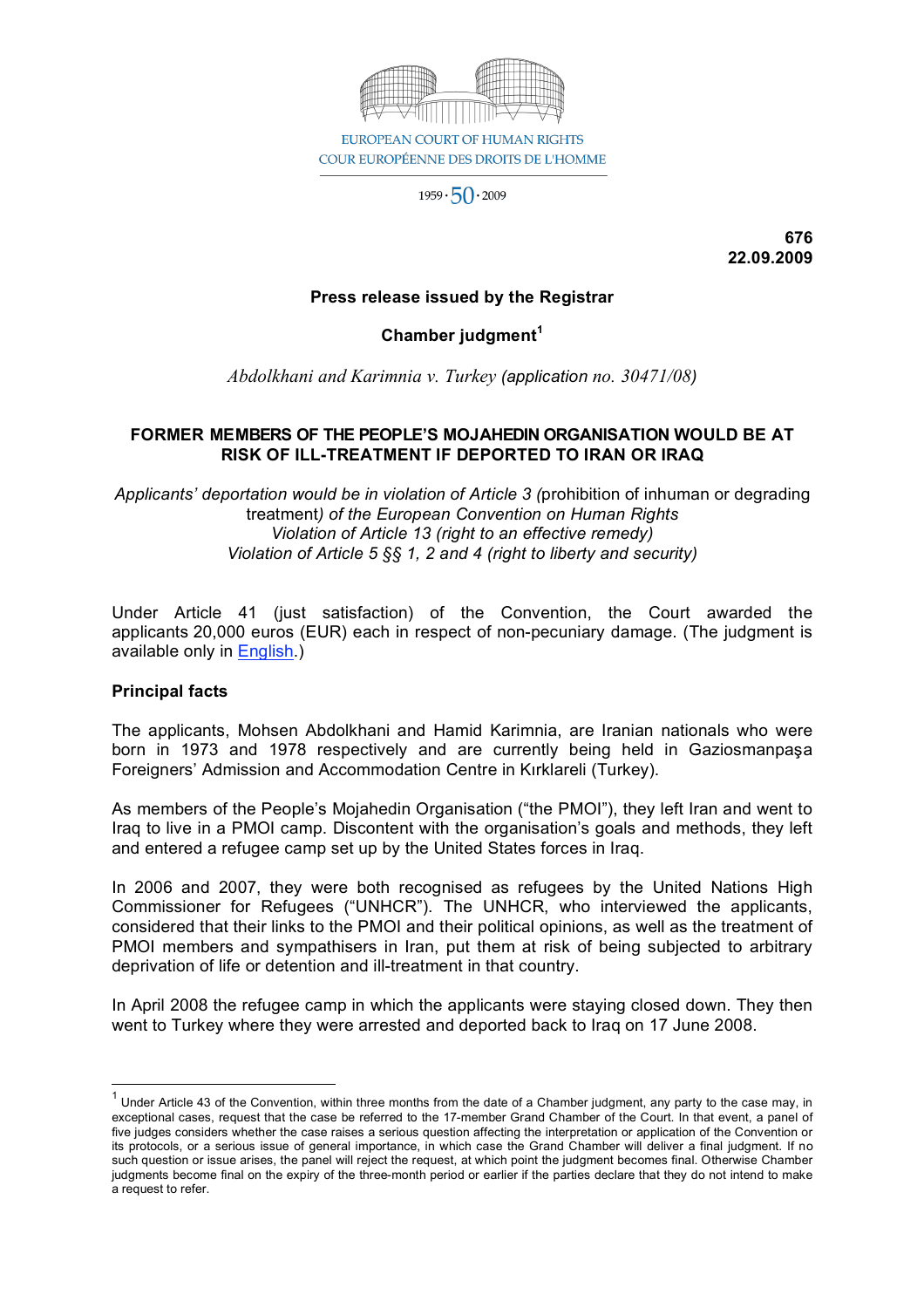EUROPEAN COURT OF HUMAN RIGHTS
COUR EUROPÉENNE DES DROITS DE L'HOMME

1959 · 50 · 2009

**676**
**22.09.2009**

**Press release issued by the Registrar**

**Chamber judgment[1]**

*Abdolkhani and Karimnia v. Turkey* (application no. 30471/08)

## FORMER MEMBERS OF THE PEOPLE'S MOJAHEDIN ORGANISATION WOULD BE AT RISK OF ILL-TREATMENT IF DEPORTED TO IRAN OR IRAQ

*Applicants' deportation would be in violation of Article 3 (*prohibition of inhuman or degrading treatment*) of the European Convention on Human Rights*
*Violation of Article 13 (right to an effective remedy)*
*Violation of Article 5 §§ 1, 2 and 4 (right to liberty and security)*

Under Article 41 (just satisfaction) of the Convention, the Court awarded the applicants 20,000 euros (EUR) each in respect of non-pecuniary damage. (The judgment is available only in English.)

**Principal facts**

The applicants, Mohsen Abdolkhani and Hamid Karimnia, are Iranian nationals who were born in 1973 and 1978 respectively and are currently being held in Gaziosmanpaşa Foreigners' Admission and Accommodation Centre in Kırklareli (Turkey).

As members of the People's Mojahedin Organisation ("the PMOI"), they left Iran and went to Iraq to live in a PMOI camp. Discontent with the organisation's goals and methods, they left and entered a refugee camp set up by the United States forces in Iraq.

In 2006 and 2007, they were both recognised as refugees by the United Nations High Commissioner for Refugees ("UNHCR"). The UNHCR, who interviewed the applicants, considered that their links to the PMOI and their political opinions, as well as the treatment of PMOI members and sympathisers in Iran, put them at risk of being subjected to arbitrary deprivation of life or detention and ill-treatment in that country.

In April 2008 the refugee camp in which the applicants were staying closed down. They then went to Turkey where they were arrested and deported back to Iraq on 17 June 2008.

---

[1] Under Article 43 of the Convention, within three months from the date of a Chamber judgment, any party to the case may, in exceptional cases, request that the case be referred to the 17-member Grand Chamber of the Court. In that event, a panel of five judges considers whether the case raises a serious question affecting the interpretation or application of the Convention or its protocols, or a serious issue of general importance, in which case the Grand Chamber will deliver a final judgment. If no such question or issue arises, the panel will reject the request, at which point the judgment becomes final. Otherwise Chamber judgments become final on the expiry of the three-month period or earlier if the parties declare that they do not intend to make a request to refer.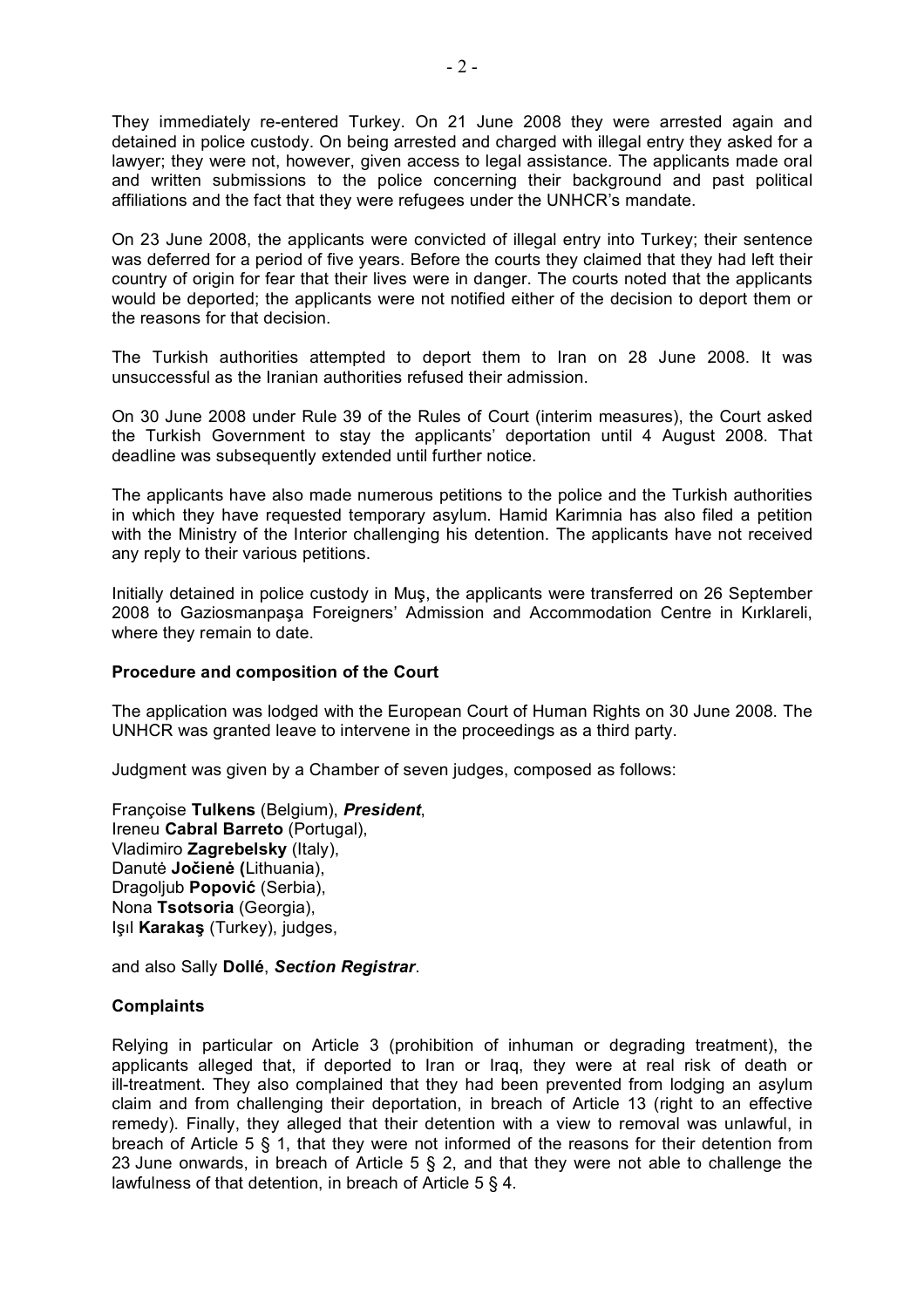They immediately re-entered Turkey. On 21 June 2008 they were arrested again and detained in police custody. On being arrested and charged with illegal entry they asked for a lawyer; they were not, however, given access to legal assistance. The applicants made oral and written submissions to the police concerning their background and past political affiliations and the fact that they were refugees under the UNHCR's mandate.

On 23 June 2008, the applicants were convicted of illegal entry into Turkey; their sentence was deferred for a period of five years. Before the courts they claimed that they had left their country of origin for fear that their lives were in danger. The courts noted that the applicants would be deported; the applicants were not notified either of the decision to deport them or the reasons for that decision.

The Turkish authorities attempted to deport them to Iran on 28 June 2008. It was unsuccessful as the Iranian authorities refused their admission.

On 30 June 2008 under Rule 39 of the Rules of Court (interim measures), the Court asked the Turkish Government to stay the applicants' deportation until 4 August 2008. That deadline was subsequently extended until further notice.

The applicants have also made numerous petitions to the police and the Turkish authorities in which they have requested temporary asylum. Hamid Karimnia has also filed a petition with the Ministry of the Interior challenging his detention. The applicants have not received any reply to their various petitions.

Initially detained in police custody in Muş, the applicants were transferred on 26 September 2008 to Gaziosmanpaşa Foreigners' Admission and Accommodation Centre in Kırklareli, where they remain to date.

**Procedure and composition of the Court**

The application was lodged with the European Court of Human Rights on 30 June 2008. The UNHCR was granted leave to intervene in the proceedings as a third party.

Judgment was given by a Chamber of seven judges, composed as follows:

Françoise **Tulkens** (Belgium), ***President***,
Ireneu **Cabral Barreto** (Portugal),
Vladimiro **Zagrebelsky** (Italy),
Danutė **Jočienė** (Lithuania),
Dragoljub **Popović** (Serbia),
Nona **Tsotsoria** (Georgia),
Işıl **Karakaş** (Turkey), judges,

and also Sally **Dollé**, ***Section Registrar***.

**Complaints**

Relying in particular on Article 3 (prohibition of inhuman or degrading treatment), the applicants alleged that, if deported to Iran or Iraq, they were at real risk of death or ill-treatment. They also complained that they had been prevented from lodging an asylum claim and from challenging their deportation, in breach of Article 13 (right to an effective remedy). Finally, they alleged that their detention with a view to removal was unlawful, in breach of Article 5 § 1, that they were not informed of the reasons for their detention from 23 June onwards, in breach of Article 5 § 2, and that they were not able to challenge the lawfulness of that detention, in breach of Article 5 § 4.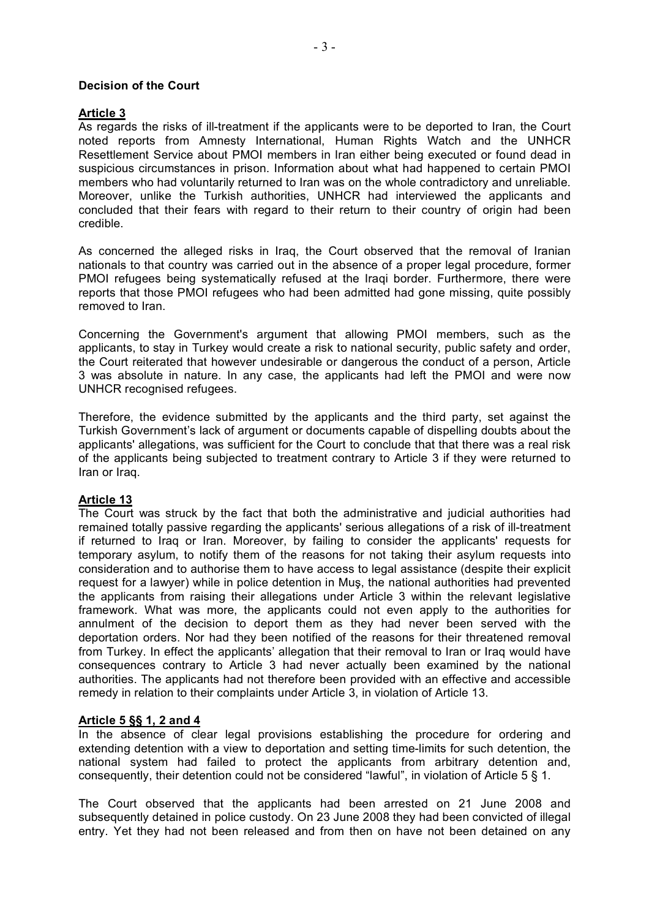**Decision of the Court**

**Article 3**

As regards the risks of ill-treatment if the applicants were to be deported to Iran, the Court noted reports from Amnesty International, Human Rights Watch and the UNHCR Resettlement Service about PMOI members in Iran either being executed or found dead in suspicious circumstances in prison. Information about what had happened to certain PMOI members who had voluntarily returned to Iran was on the whole contradictory and unreliable. Moreover, unlike the Turkish authorities, UNHCR had interviewed the applicants and concluded that their fears with regard to their return to their country of origin had been credible.

As concerned the alleged risks in Iraq, the Court observed that the removal of Iranian nationals to that country was carried out in the absence of a proper legal procedure, former PMOI refugees being systematically refused at the Iraqi border. Furthermore, there were reports that those PMOI refugees who had been admitted had gone missing, quite possibly removed to Iran.

Concerning the Government's argument that allowing PMOI members, such as the applicants, to stay in Turkey would create a risk to national security, public safety and order, the Court reiterated that however undesirable or dangerous the conduct of a person, Article 3 was absolute in nature. In any case, the applicants had left the PMOI and were now UNHCR recognised refugees.

Therefore, the evidence submitted by the applicants and the third party, set against the Turkish Government's lack of argument or documents capable of dispelling doubts about the applicants' allegations, was sufficient for the Court to conclude that that there was a real risk of the applicants being subjected to treatment contrary to Article 3 if they were returned to Iran or Iraq.

**Article 13**

The Court was struck by the fact that both the administrative and judicial authorities had remained totally passive regarding the applicants' serious allegations of a risk of ill-treatment if returned to Iraq or Iran. Moreover, by failing to consider the applicants' requests for temporary asylum, to notify them of the reasons for not taking their asylum requests into consideration and to authorise them to have access to legal assistance (despite their explicit request for a lawyer) while in police detention in Muş, the national authorities had prevented the applicants from raising their allegations under Article 3 within the relevant legislative framework. What was more, the applicants could not even apply to the authorities for annulment of the decision to deport them as they had never been served with the deportation orders. Nor had they been notified of the reasons for their threatened removal from Turkey. In effect the applicants' allegation that their removal to Iran or Iraq would have consequences contrary to Article 3 had never actually been examined by the national authorities. The applicants had not therefore been provided with an effective and accessible remedy in relation to their complaints under Article 3, in violation of Article 13.

**Article 5 §§ 1, 2 and 4**

In the absence of clear legal provisions establishing the procedure for ordering and extending detention with a view to deportation and setting time-limits for such detention, the national system had failed to protect the applicants from arbitrary detention and, consequently, their detention could not be considered "lawful", in violation of Article 5 § 1.

The Court observed that the applicants had been arrested on 21 June 2008 and subsequently detained in police custody. On 23 June 2008 they had been convicted of illegal entry. Yet they had not been released and from then on have not been detained on any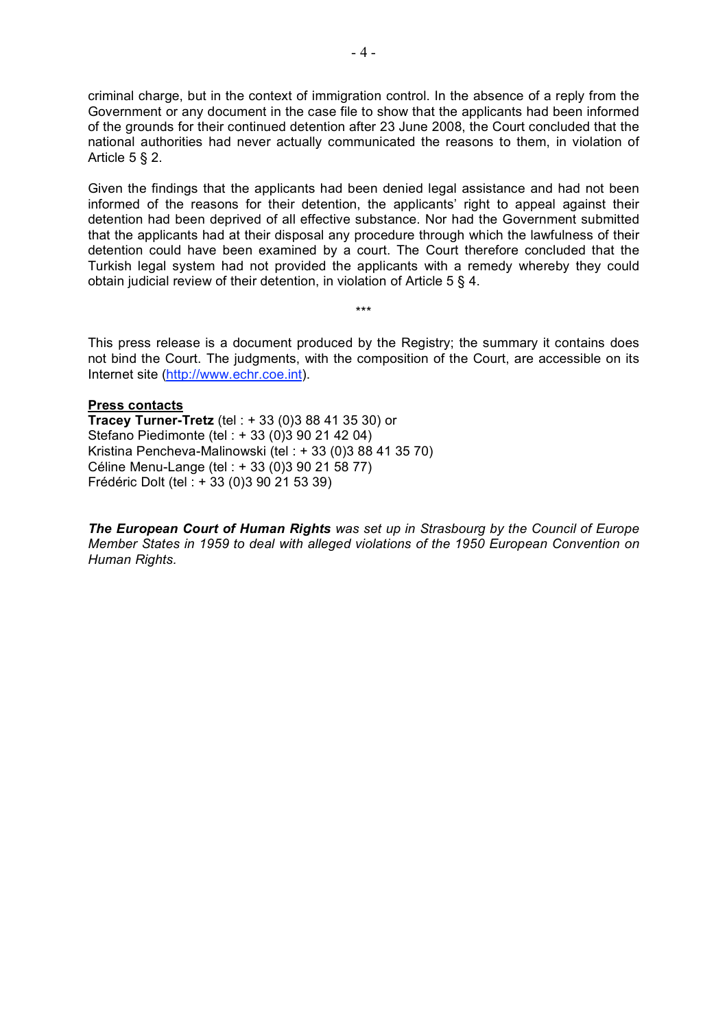criminal charge, but in the context of immigration control. In the absence of a reply from the Government or any document in the case file to show that the applicants had been informed of the grounds for their continued detention after 23 June 2008, the Court concluded that the national authorities had never actually communicated the reasons to them, in violation of Article 5 § 2.

Given the findings that the applicants had been denied legal assistance and had not been informed of the reasons for their detention, the applicants' right to appeal against their detention had been deprived of all effective substance. Nor had the Government submitted that the applicants had at their disposal any procedure through which the lawfulness of their detention could have been examined by a court. The Court therefore concluded that the Turkish legal system had not provided the applicants with a remedy whereby they could obtain judicial review of their detention, in violation of Article 5 § 4.

\*\*\*

This press release is a document produced by the Registry; the summary it contains does not bind the Court. The judgments, with the composition of the Court, are accessible on its Internet site ([http://www.echr.coe.int](http://www.echr.coe.int)).

**Press contacts**
**Tracey Turner-Tretz** (tel : + 33 (0)3 88 41 35 30) or
Stefano Piedimonte (tel : + 33 (0)3 90 21 42 04)
Kristina Pencheva-Malinowski (tel : + 33 (0)3 88 41 35 70)
Céline Menu-Lange (tel : + 33 (0)3 90 21 58 77)
Frédéric Dolt (tel : + 33 (0)3 90 21 53 39)

***The European Court of Human Rights** was set up in Strasbourg by the Council of Europe Member States in 1959 to deal with alleged violations of the 1950 European Convention on Human Rights.*